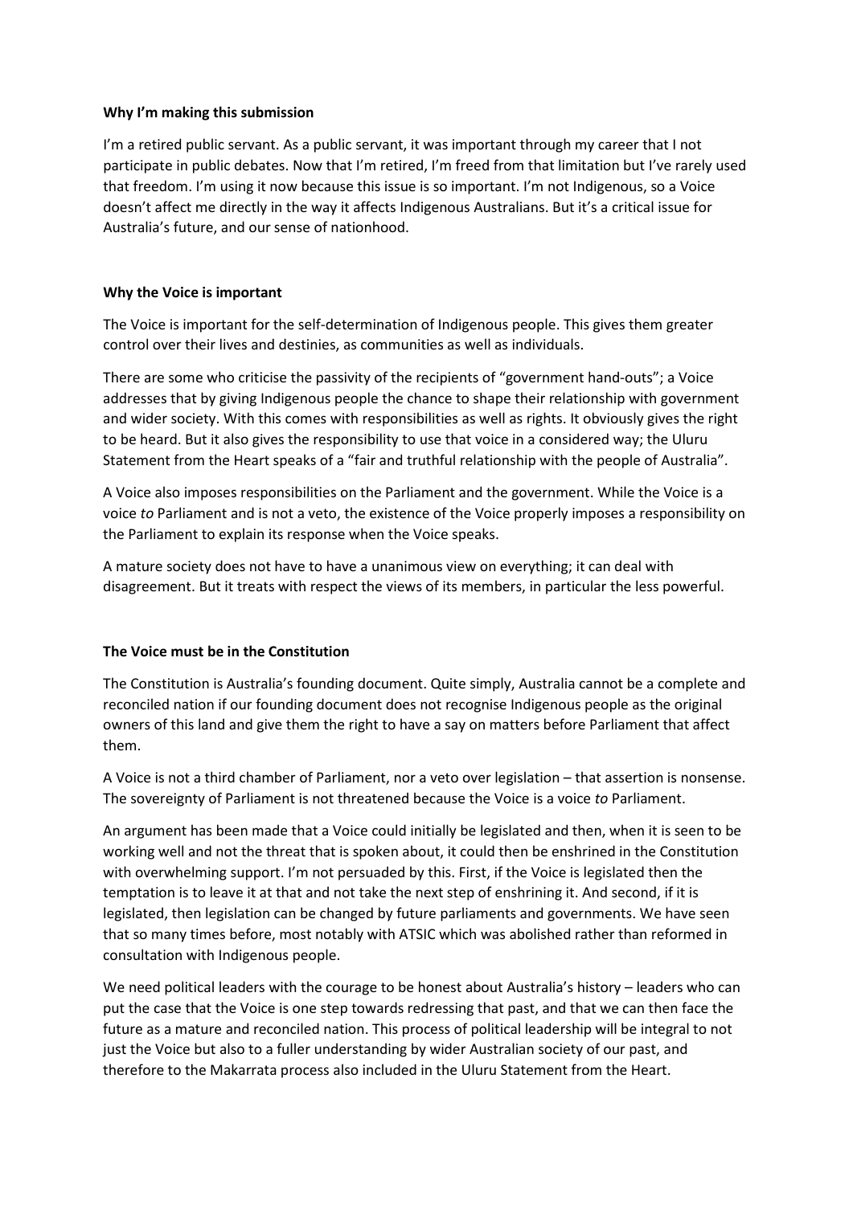**Why I'm making this submission**

I'm a retired public servant. As a public servant, it was important through my career that I not participate in public debates. Now that I'm retired, I'm freed from that limitation but I've rarely used that freedom. I'm using it now because this issue is so important. I'm not Indigenous, so a Voice doesn't affect me directly in the way it affects Indigenous Australians. But it's a critical issue for Australia's future, and our sense of nationhood.

**Why the Voice is important**

The Voice is important for the self-determination of Indigenous people. This gives them greater control over their lives and destinies, as communities as well as individuals.

There are some who criticise the passivity of the recipients of "government hand-outs"; a Voice addresses that by giving Indigenous people the chance to shape their relationship with government and wider society. With this comes with responsibilities as well as rights. It obviously gives the right to be heard. But it also gives the responsibility to use that voice in a considered way; the Uluru Statement from the Heart speaks of a "fair and truthful relationship with the people of Australia".

A Voice also imposes responsibilities on the Parliament and the government. While the Voice is a voice *to* Parliament and is not a veto, the existence of the Voice properly imposes a responsibility on the Parliament to explain its response when the Voice speaks.

A mature society does not have to have a unanimous view on everything; it can deal with disagreement. But it treats with respect the views of its members, in particular the less powerful.

**The Voice must be in the Constitution**

The Constitution is Australia's founding document. Quite simply, Australia cannot be a complete and reconciled nation if our founding document does not recognise Indigenous people as the original owners of this land and give them the right to have a say on matters before Parliament that affect them.

A Voice is not a third chamber of Parliament, nor a veto over legislation – that assertion is nonsense. The sovereignty of Parliament is not threatened because the Voice is a voice *to* Parliament.

An argument has been made that a Voice could initially be legislated and then, when it is seen to be working well and not the threat that is spoken about, it could then be enshrined in the Constitution with overwhelming support. I'm not persuaded by this. First, if the Voice is legislated then the temptation is to leave it at that and not take the next step of enshrining it. And second, if it is legislated, then legislation can be changed by future parliaments and governments. We have seen that so many times before, most notably with ATSIC which was abolished rather than reformed in consultation with Indigenous people.

We need political leaders with the courage to be honest about Australia's history – leaders who can put the case that the Voice is one step towards redressing that past, and that we can then face the future as a mature and reconciled nation. This process of political leadership will be integral to not just the Voice but also to a fuller understanding by wider Australian society of our past, and therefore to the Makarrata process also included in the Uluru Statement from the Heart.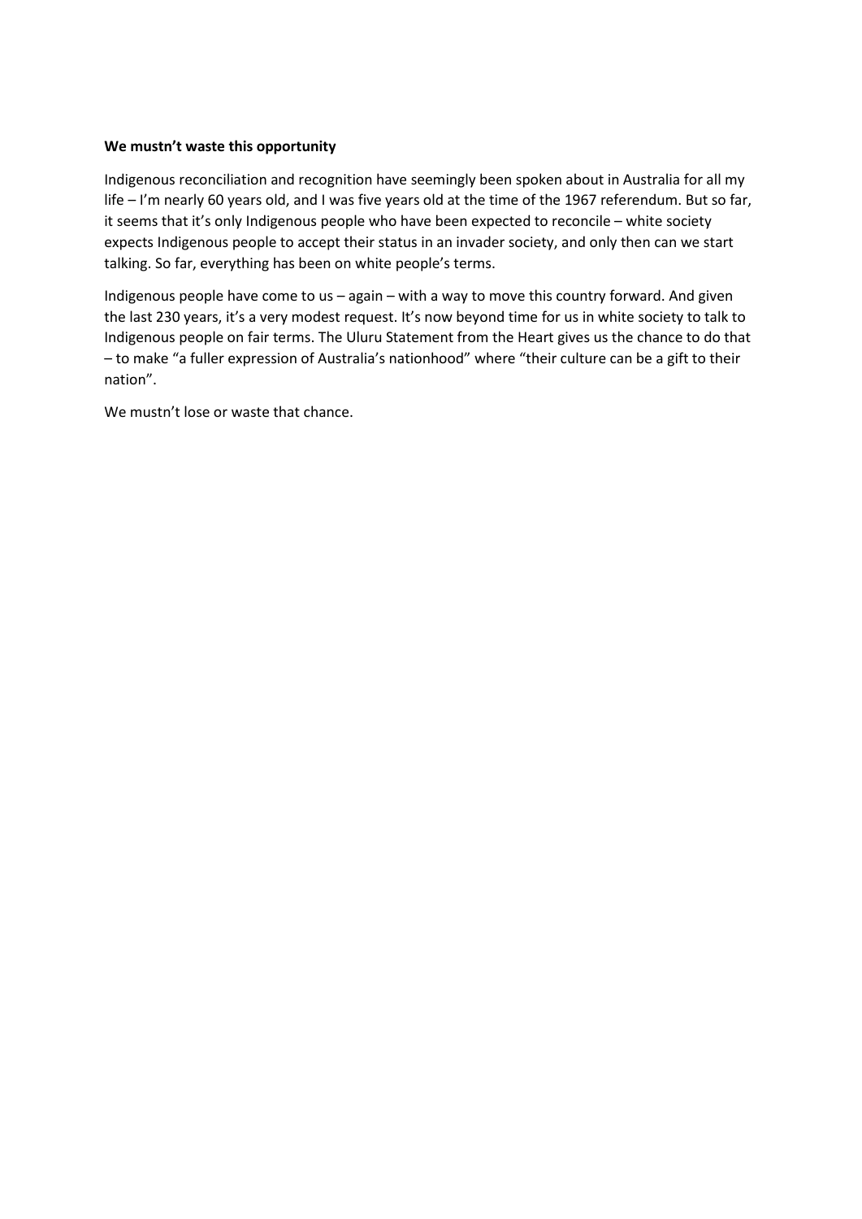**We mustn't waste this opportunity**

Indigenous reconciliation and recognition have seemingly been spoken about in Australia for all my life – I'm nearly 60 years old, and I was five years old at the time of the 1967 referendum. But so far, it seems that it's only Indigenous people who have been expected to reconcile – white society expects Indigenous people to accept their status in an invader society, and only then can we start talking. So far, everything has been on white people's terms.

Indigenous people have come to us – again – with a way to move this country forward. And given the last 230 years, it's a very modest request. It's now beyond time for us in white society to talk to Indigenous people on fair terms. The Uluru Statement from the Heart gives us the chance to do that – to make "a fuller expression of Australia's nationhood" where "their culture can be a gift to their nation".

We mustn't lose or waste that chance.